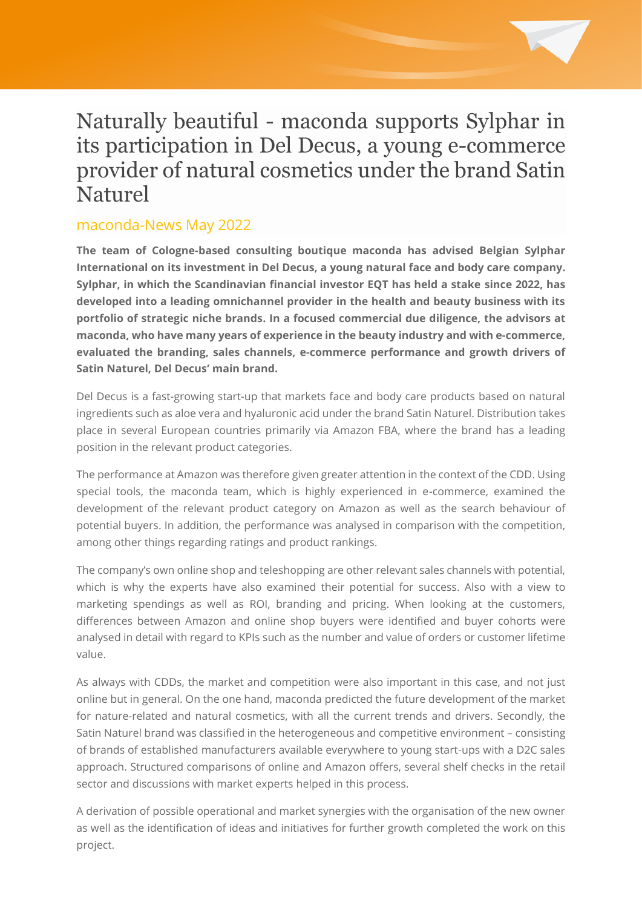# Naturally beautiful - maconda supports Sylphar in its participation in Del Decus, a young e-commerce provider of natural cosmetics under the brand Satin Naturel

## maconda-News May 2022

**The team of Cologne-based consulting boutique maconda has advised Belgian Sylphar International on its investment in Del Decus, a young natural face and body care company. Sylphar, in which the Scandinavian financial investor EQT has held a stake since 2022, has developed into a leading omnichannel provider in the health and beauty business with its portfolio of strategic niche brands. In a focused commercial due diligence, the advisors at maconda, who have many years of experience in the beauty industry and with e-commerce, evaluated the branding, sales channels, e-commerce performance and growth drivers of Satin Naturel, Del Decus' main brand.**

Del Decus is a fast-growing start-up that markets face and body care products based on natural ingredients such as aloe vera and hyaluronic acid under the brand Satin Naturel. Distribution takes place in several European countries primarily via Amazon FBA, where the brand has a leading position in the relevant product categories.

The performance at Amazon was therefore given greater attention in the context of the CDD. Using special tools, the maconda team, which is highly experienced in e-commerce, examined the development of the relevant product category on Amazon as well as the search behaviour of potential buyers. In addition, the performance was analysed in comparison with the competition, among other things regarding ratings and product rankings.

The company's own online shop and teleshopping are other relevant sales channels with potential, which is why the experts have also examined their potential for success. Also with a view to marketing spendings as well as ROI, branding and pricing. When looking at the customers, differences between Amazon and online shop buyers were identified and buyer cohorts were analysed in detail with regard to KPIs such as the number and value of orders or customer lifetime value.

As always with CDDs, the market and competition were also important in this case, and not just online but in general. On the one hand, maconda predicted the future development of the market for nature-related and natural cosmetics, with all the current trends and drivers. Secondly, the Satin Naturel brand was classified in the heterogeneous and competitive environment – consisting of brands of established manufacturers available everywhere to young start-ups with a D2C sales approach. Structured comparisons of online and Amazon offers, several shelf checks in the retail sector and discussions with market experts helped in this process.

A derivation of possible operational and market synergies with the organisation of the new owner as well as the identification of ideas and initiatives for further growth completed the work on this project.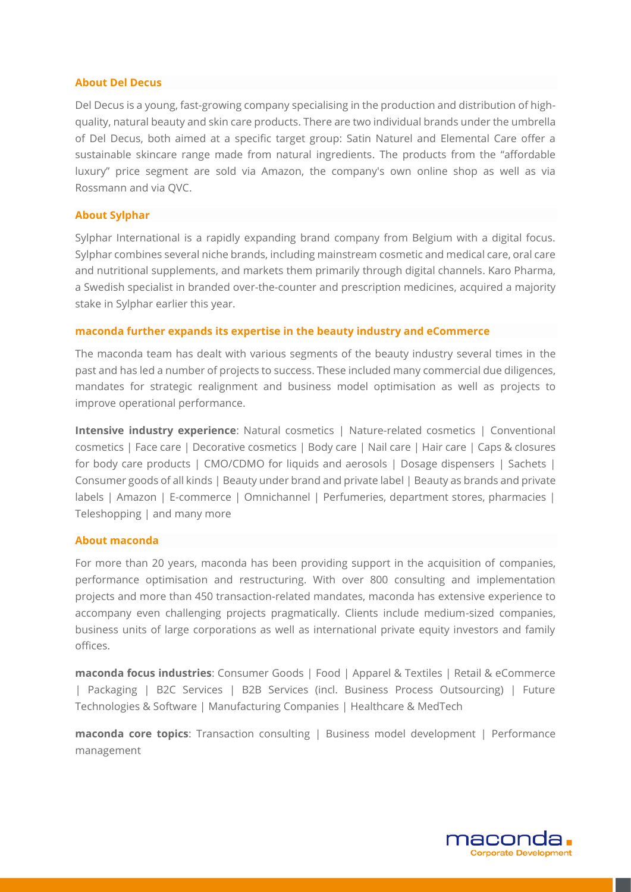## About Del Decus

Del Decus is a young, fast-growing company specialising in the production and distribution of high-quality, natural beauty and skin care products. There are two individual brands under the umbrella of Del Decus, both aimed at a specific target group: Satin Naturel and Elemental Care offer a sustainable skincare range made from natural ingredients. The products from the "affordable luxury" price segment are sold via Amazon, the company's own online shop as well as via Rossmann and via QVC.

## About Sylphar

Sylphar International is a rapidly expanding brand company from Belgium with a digital focus. Sylphar combines several niche brands, including mainstream cosmetic and medical care, oral care and nutritional supplements, and markets them primarily through digital channels. Karo Pharma, a Swedish specialist in branded over-the-counter and prescription medicines, acquired a majority stake in Sylphar earlier this year.

## maconda further expands its expertise in the beauty industry and eCommerce

The maconda team has dealt with various segments of the beauty industry several times in the past and has led a number of projects to success. These included many commercial due diligences, mandates for strategic realignment and business model optimisation as well as projects to improve operational performance.

**Intensive industry experience**: Natural cosmetics | Nature-related cosmetics | Conventional cosmetics | Face care | Decorative cosmetics | Body care | Nail care | Hair care | Caps & closures for body care products | CMO/CDMO for liquids and aerosols | Dosage dispensers | Sachets | Consumer goods of all kinds | Beauty under brand and private label | Beauty as brands and private labels | Amazon | E-commerce | Omnichannel | Perfumeries, department stores, pharmacies | Teleshopping | and many more

## About maconda

For more than 20 years, maconda has been providing support in the acquisition of companies, performance optimisation and restructuring. With over 800 consulting and implementation projects and more than 450 transaction-related mandates, maconda has extensive experience to accompany even challenging projects pragmatically. Clients include medium-sized companies, business units of large corporations as well as international private equity investors and family offices.

**maconda focus industries**: Consumer Goods | Food | Apparel & Textiles | Retail & eCommerce | Packaging | B2C Services | B2B Services (incl. Business Process Outsourcing) | Future Technologies & Software | Manufacturing Companies | Healthcare & MedTech

**maconda core topics**: Transaction consulting | Business model development | Performance management

maconda. Corporate Development